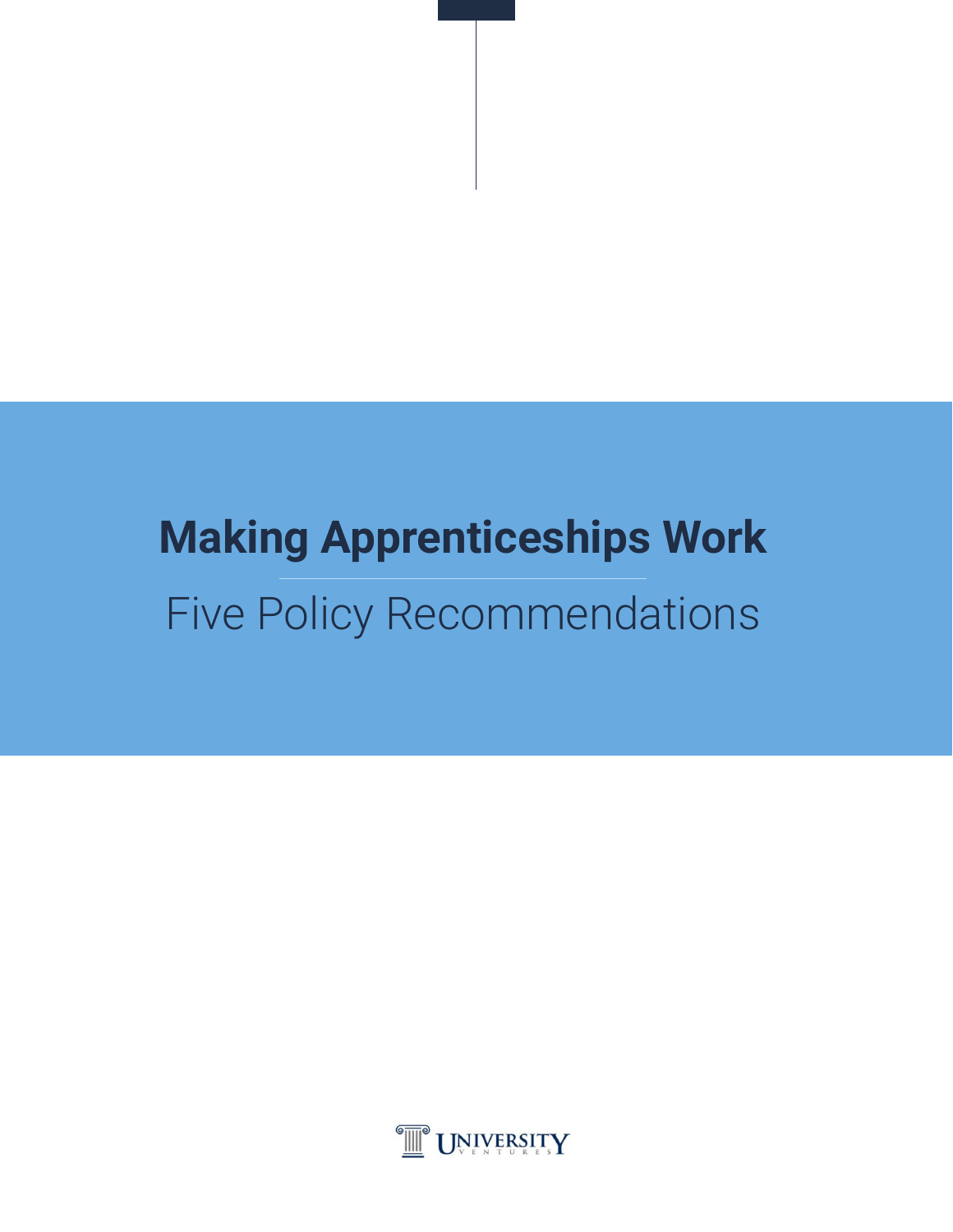# Making Apprenticeships Work

## Five Policy Recommendations

UNIVERSITY VENTURES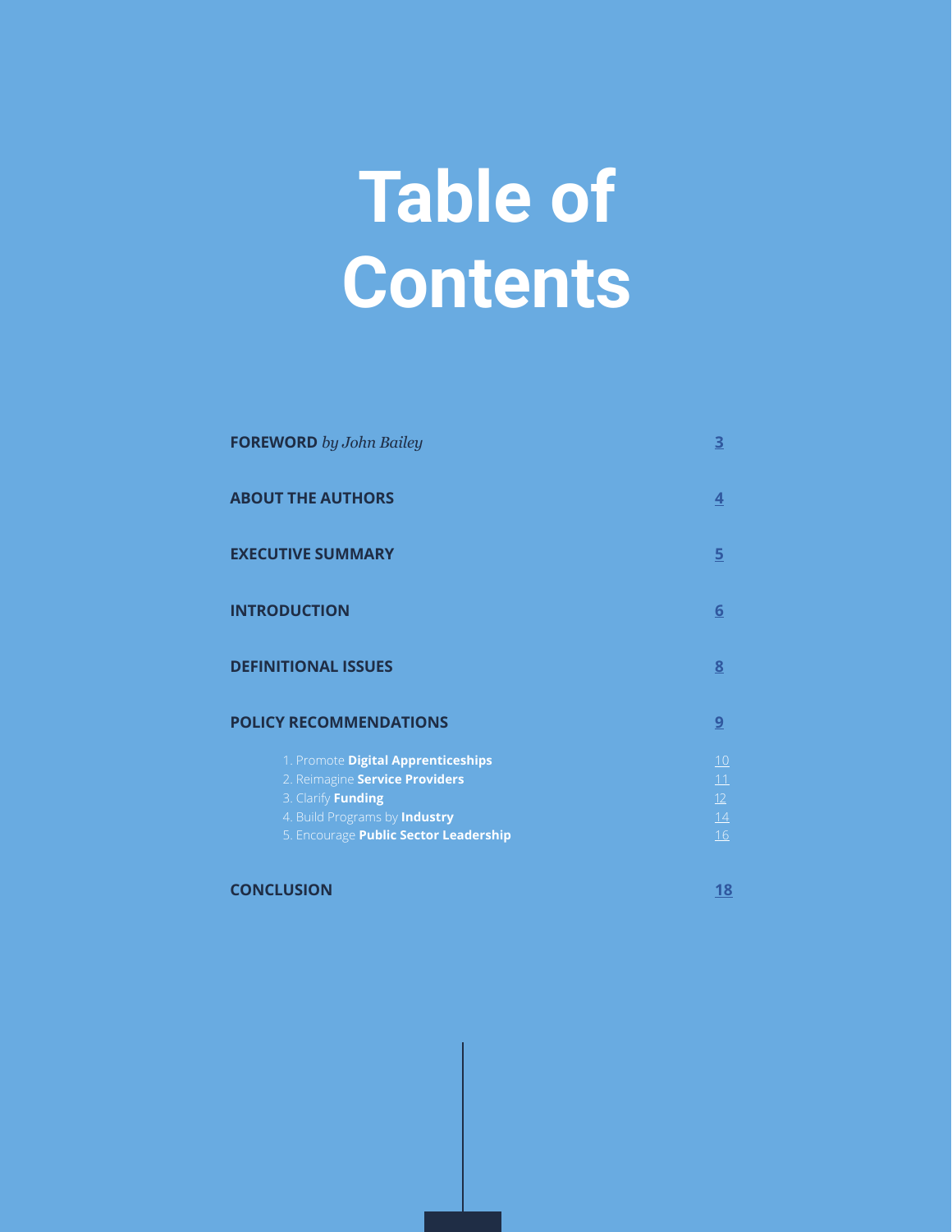# Table of Contents

| | |
|---|---|
| **FOREWORD** *by John Bailey* | 3 |
| **ABOUT THE AUTHORS** | 4 |
| **EXECUTIVE SUMMARY** | 5 |
| **INTRODUCTION** | 6 |
| **DEFINITIONAL ISSUES** | 8 |
| **POLICY RECOMMENDATIONS** | 9 |
| 1. Promote **Digital Apprenticeships** | 10 |
| 2. Reimagine **Service Providers** | 11 |
| 3. Clarify **Funding** | 12 |
| 4. Build Programs by **Industry** | 14 |
| 5. Encourage **Public Sector Leadership** | 16 |
| **CONCLUSION** | 18 |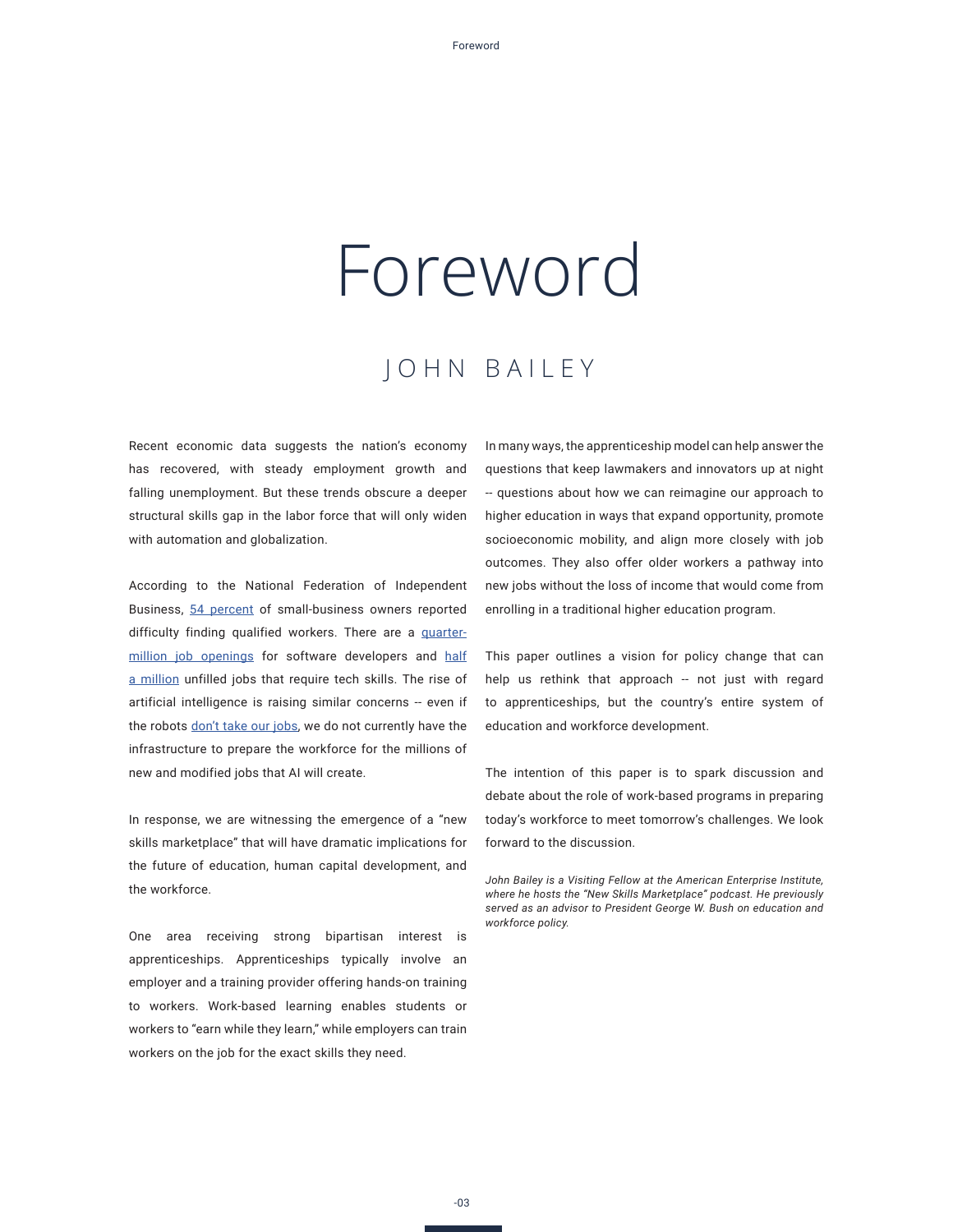# Foreword

## JOHN BAILEY

Recent economic data suggests the nation's economy has recovered, with steady employment growth and falling unemployment. But these trends obscure a deeper structural skills gap in the labor force that will only widen with automation and globalization.

According to the National Federation of Independent Business, 54 percent of small-business owners reported difficulty finding qualified workers. There are a quarter-million job openings for software developers and half a million unfilled jobs that require tech skills. The rise of artificial intelligence is raising similar concerns -- even if the robots don't take our jobs, we do not currently have the infrastructure to prepare the workforce for the millions of new and modified jobs that AI will create.

In response, we are witnessing the emergence of a "new skills marketplace" that will have dramatic implications for the future of education, human capital development, and the workforce.

One area receiving strong bipartisan interest is apprenticeships. Apprenticeships typically involve an employer and a training provider offering hands-on training to workers. Work-based learning enables students or workers to "earn while they learn," while employers can train workers on the job for the exact skills they need.

In many ways, the apprenticeship model can help answer the questions that keep lawmakers and innovators up at night -- questions about how we can reimagine our approach to higher education in ways that expand opportunity, promote socioeconomic mobility, and align more closely with job outcomes. They also offer older workers a pathway into new jobs without the loss of income that would come from enrolling in a traditional higher education program.

This paper outlines a vision for policy change that can help us rethink that approach -- not just with regard to apprenticeships, but the country's entire system of education and workforce development.

The intention of this paper is to spark discussion and debate about the role of work-based programs in preparing today's workforce to meet tomorrow's challenges. We look forward to the discussion.

*John Bailey is a Visiting Fellow at the American Enterprise Institute, where he hosts the "New Skills Marketplace" podcast. He previously served as an advisor to President George W. Bush on education and workforce policy.*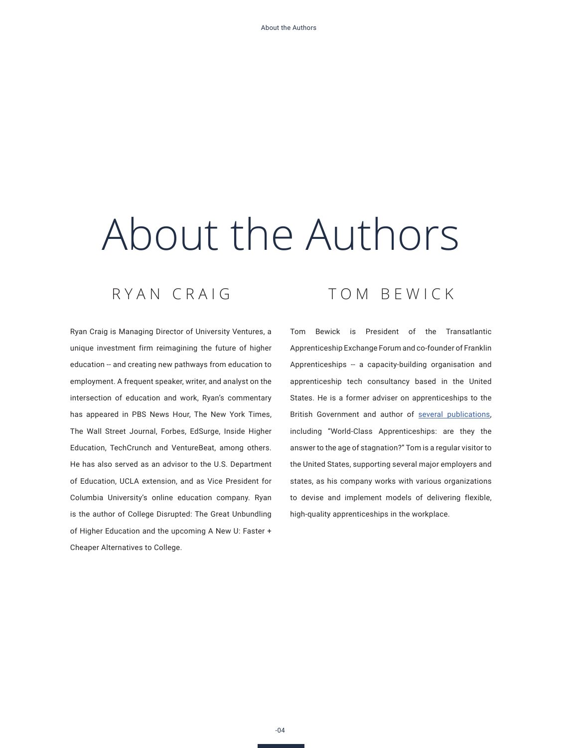# About the Authors

## RYAN CRAIG

Ryan Craig is Managing Director of University Ventures, a unique investment firm reimagining the future of higher education -- and creating new pathways from education to employment. A frequent speaker, writer, and analyst on the intersection of education and work, Ryan's commentary has appeared in PBS News Hour, The New York Times, The Wall Street Journal, Forbes, EdSurge, Inside Higher Education, TechCrunch and VentureBeat, among others. He has also served as an advisor to the U.S. Department of Education, UCLA extension, and as Vice President for Columbia University's online education company. Ryan is the author of College Disrupted: The Great Unbundling of Higher Education and the upcoming A New U: Faster + Cheaper Alternatives to College.

## TOM BEWICK

Tom Bewick is President of the Transatlantic Apprenticeship Exchange Forum and co-founder of Franklin Apprenticeships -- a capacity-building organisation and apprenticeship tech consultancy based in the United States. He is a former adviser on apprenticeships to the British Government and author of several publications, including "World-Class Apprenticeships: are they the answer to the age of stagnation?" Tom is a regular visitor to the United States, supporting several major employers and states, as his company works with various organizations to devise and implement models of delivering flexible, high-quality apprenticeships in the workplace.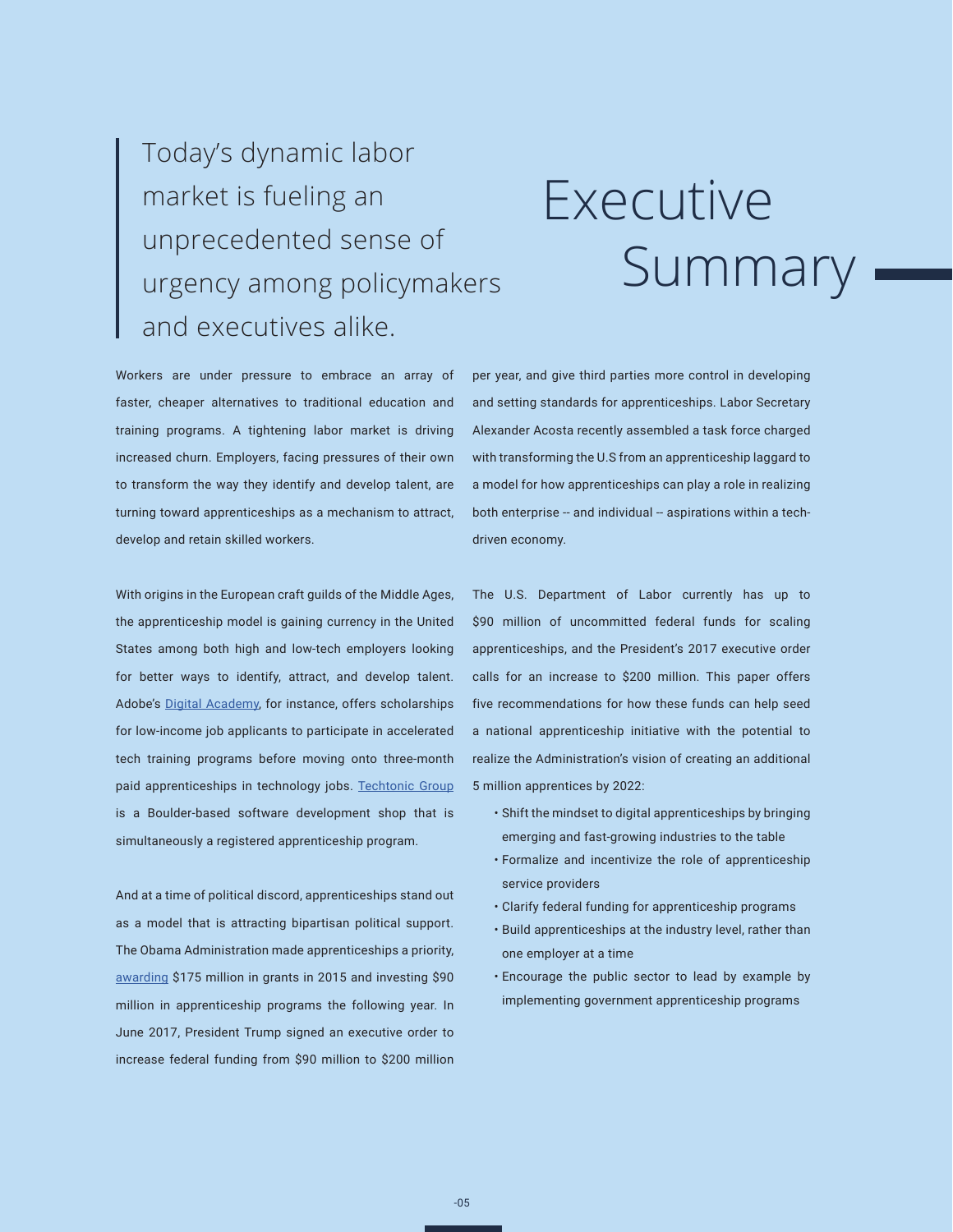# Executive Summary

> Today's dynamic labor market is fueling an unprecedented sense of urgency among policymakers and executives alike.

Workers are under pressure to embrace an array of faster, cheaper alternatives to traditional education and training programs. A tightening labor market is driving increased churn. Employers, facing pressures of their own to transform the way they identify and develop talent, are turning toward apprenticeships as a mechanism to attract, develop and retain skilled workers.

With origins in the European craft guilds of the Middle Ages, the apprenticeship model is gaining currency in the United States among both high and low-tech employers looking for better ways to identify, attract, and develop talent. Adobe's Digital Academy, for instance, offers scholarships for low-income job applicants to participate in accelerated tech training programs before moving onto three-month paid apprenticeships in technology jobs. Techtonic Group is a Boulder-based software development shop that is simultaneously a registered apprenticeship program.

And at a time of political discord, apprenticeships stand out as a model that is attracting bipartisan political support. The Obama Administration made apprenticeships a priority, awarding $175 million in grants in 2015 and investing $90 million in apprenticeship programs the following year. In June 2017, President Trump signed an executive order to increase federal funding from $90 million to $200 million per year, and give third parties more control in developing and setting standards for apprenticeships. Labor Secretary Alexander Acosta recently assembled a task force charged with transforming the U.S from an apprenticeship laggard to a model for how apprenticeships can play a role in realizing both enterprise -- and individual -- aspirations within a tech-driven economy.

The U.S. Department of Labor currently has up to $90 million of uncommitted federal funds for scaling apprenticeships, and the President's 2017 executive order calls for an increase to $200 million. This paper offers five recommendations for how these funds can help seed a national apprenticeship initiative with the potential to realize the Administration's vision of creating an additional 5 million apprentices by 2022:

- Shift the mindset to digital apprenticeships by bringing emerging and fast-growing industries to the table
- Formalize and incentivize the role of apprenticeship service providers
- Clarify federal funding for apprenticeship programs
- Build apprenticeships at the industry level, rather than one employer at a time
- Encourage the public sector to lead by example by implementing government apprenticeship programs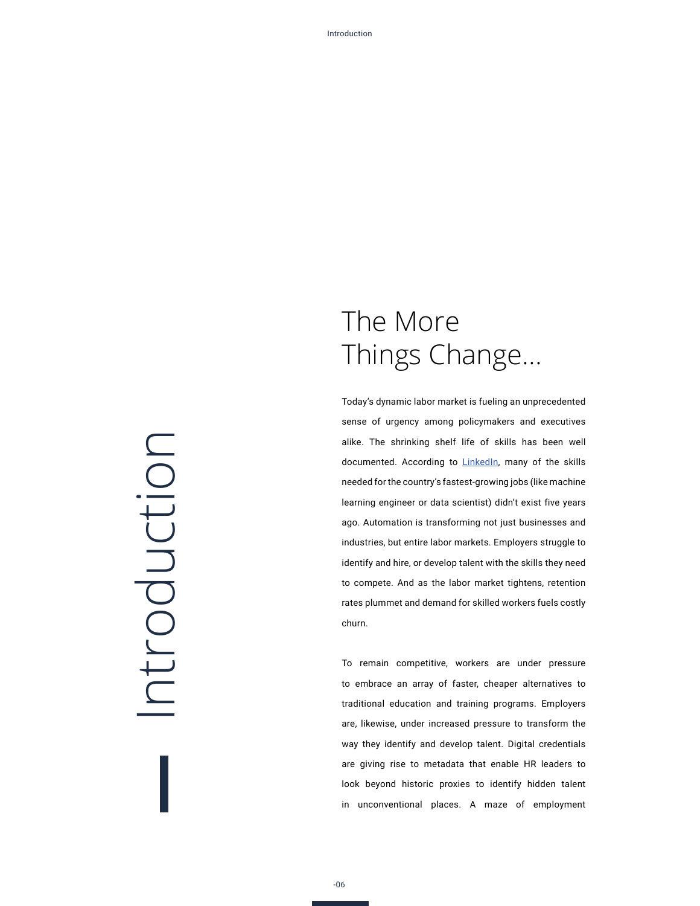# Introduction

## The More Things Change...

Today's dynamic labor market is fueling an unprecedented sense of urgency among policymakers and executives alike. The shrinking shelf life of skills has been well documented. According to LinkedIn, many of the skills needed for the country's fastest-growing jobs (like machine learning engineer or data scientist) didn't exist five years ago. Automation is transforming not just businesses and industries, but entire labor markets. Employers struggle to identify and hire, or develop talent with the skills they need to compete. And as the labor market tightens, retention rates plummet and demand for skilled workers fuels costly churn.

To remain competitive, workers are under pressure to embrace an array of faster, cheaper alternatives to traditional education and training programs. Employers are, likewise, under increased pressure to transform the way they identify and develop talent. Digital credentials are giving rise to metadata that enable HR leaders to look beyond historic proxies to identify hidden talent in unconventional places. A maze of employment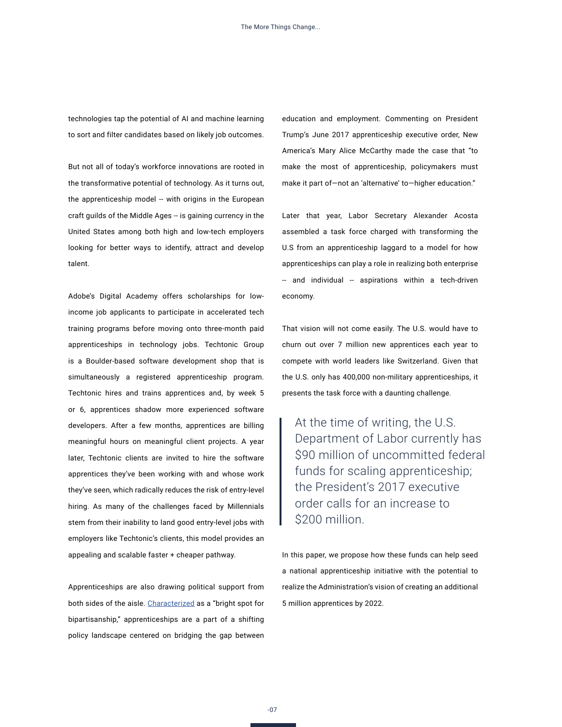technologies tap the potential of AI and machine learning to sort and filter candidates based on likely job outcomes.

But not all of today's workforce innovations are rooted in the transformative potential of technology. As it turns out, the apprenticeship model -- with origins in the European craft guilds of the Middle Ages -- is gaining currency in the United States among both high and low-tech employers looking for better ways to identify, attract and develop talent.

Adobe's Digital Academy offers scholarships for low-income job applicants to participate in accelerated tech training programs before moving onto three-month paid apprenticeships in technology jobs. Techtonic Group is a Boulder-based software development shop that is simultaneously a registered apprenticeship program. Techtonic hires and trains apprentices and, by week 5 or 6, apprentices shadow more experienced software developers. After a few months, apprentices are billing meaningful hours on meaningful client projects. A year later, Techtonic clients are invited to hire the software apprentices they've been working with and whose work they've seen, which radically reduces the risk of entry-level hiring. As many of the challenges faced by Millennials stem from their inability to land good entry-level jobs with employers like Techtonic's clients, this model provides an appealing and scalable faster + cheaper pathway.

Apprenticeships are also drawing political support from both sides of the aisle. Characterized as a "bright spot for bipartisanship," apprenticeships are a part of a shifting policy landscape centered on bridging the gap between education and employment. Commenting on President Trump's June 2017 apprenticeship executive order, New America's Mary Alice McCarthy made the case that "to make the most of apprenticeship, policymakers must make it part of—not an 'alternative' to—higher education."

Later that year, Labor Secretary Alexander Acosta assembled a task force charged with transforming the U.S from an apprenticeship laggard to a model for how apprenticeships can play a role in realizing both enterprise -- and individual -- aspirations within a tech-driven economy.

That vision will not come easily. The U.S. would have to churn out over 7 million new apprentices each year to compete with world leaders like Switzerland. Given that the U.S. only has 400,000 non-military apprenticeships, it presents the task force with a daunting challenge.

> At the time of writing, the U.S. Department of Labor currently has $90 million of uncommitted federal funds for scaling apprenticeship; the President's 2017 executive order calls for an increase to $200 million.

In this paper, we propose how these funds can help seed a national apprenticeship initiative with the potential to realize the Administration's vision of creating an additional 5 million apprentices by 2022.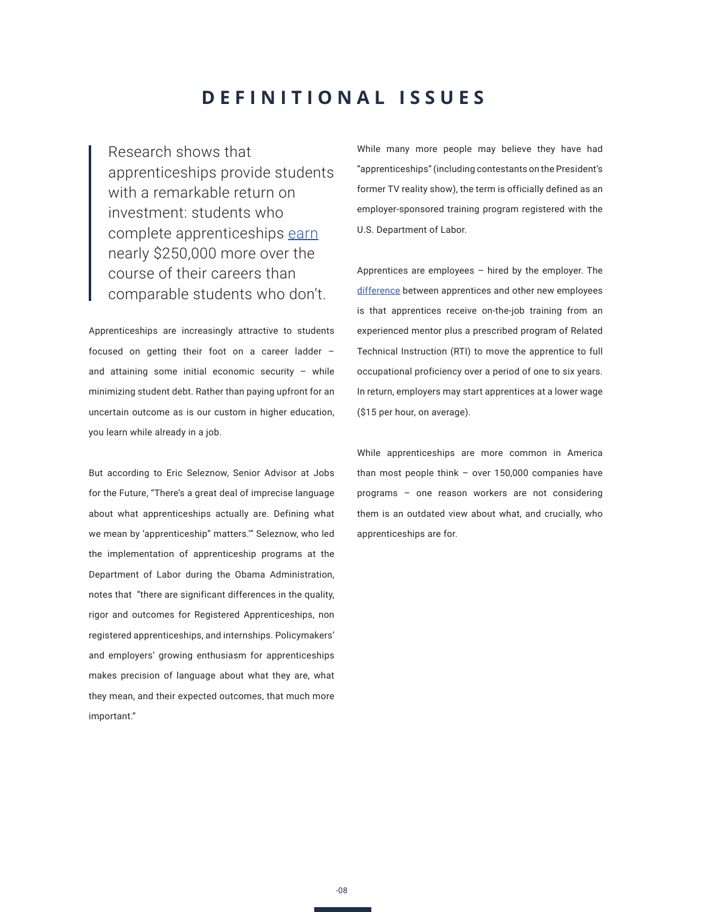# DEFINITIONAL ISSUES

> Research shows that apprenticeships provide students with a remarkable return on investment: students who complete apprenticeships earn nearly $250,000 more over the course of their careers than comparable students who don't.

Apprenticeships are increasingly attractive to students focused on getting their foot on a career ladder – and attaining some initial economic security – while minimizing student debt. Rather than paying upfront for an uncertain outcome as is our custom in higher education, you learn while already in a job.

But according to Eric Seleznow, Senior Advisor at Jobs for the Future, "There's a great deal of imprecise language about what apprenticeships actually are. Defining what we mean by 'apprenticeship" matters."' Seleznow, who led the implementation of apprenticeship programs at the Department of Labor during the Obama Administration, notes that "there are significant differences in the quality, rigor and outcomes for Registered Apprenticeships, non registered apprenticeships, and internships. Policymakers' and employers' growing enthusiasm for apprenticeships makes precision of language about what they are, what they mean, and their expected outcomes, that much more important."

While many more people may believe they have had "apprenticeships" (including contestants on the President's former TV reality show), the term is officially defined as an employer-sponsored training program registered with the U.S. Department of Labor.

Apprentices are employees – hired by the employer. The difference between apprentices and other new employees is that apprentices receive on-the-job training from an experienced mentor plus a prescribed program of Related Technical Instruction (RTI) to move the apprentice to full occupational proficiency over a period of one to six years. In return, employers may start apprentices at a lower wage ($15 per hour, on average).

While apprenticeships are more common in America than most people think – over 150,000 companies have programs – one reason workers are not considering them is an outdated view about what, and crucially, who apprenticeships are for.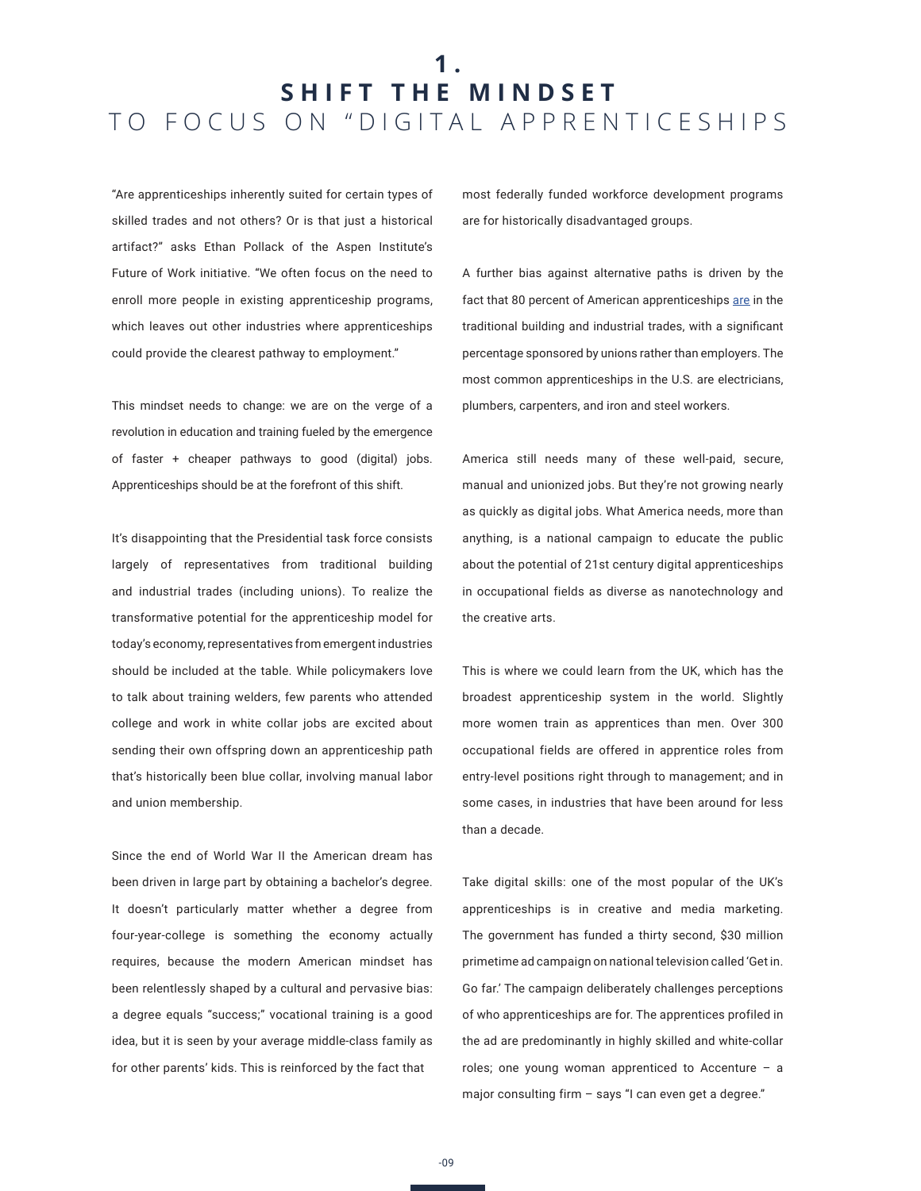# 1. SHIFT THE MINDSET TO FOCUS ON "DIGITAL APPRENTICESHIPS

"Are apprenticeships inherently suited for certain types of skilled trades and not others? Or is that just a historical artifact?" asks Ethan Pollack of the Aspen Institute's Future of Work initiative. "We often focus on the need to enroll more people in existing apprenticeship programs, which leaves out other industries where apprenticeships could provide the clearest pathway to employment."

This mindset needs to change: we are on the verge of a revolution in education and training fueled by the emergence of faster + cheaper pathways to good (digital) jobs. Apprenticeships should be at the forefront of this shift.

It's disappointing that the Presidential task force consists largely of representatives from traditional building and industrial trades (including unions). To realize the transformative potential for the apprenticeship model for today's economy, representatives from emergent industries should be included at the table. While policymakers love to talk about training welders, few parents who attended college and work in white collar jobs are excited about sending their own offspring down an apprenticeship path that's historically been blue collar, involving manual labor and union membership.

Since the end of World War II the American dream has been driven in large part by obtaining a bachelor's degree. It doesn't particularly matter whether a degree from four-year-college is something the economy actually requires, because the modern American mindset has been relentlessly shaped by a cultural and pervasive bias: a degree equals "success;" vocational training is a good idea, but it is seen by your average middle-class family as for other parents' kids. This is reinforced by the fact that most federally funded workforce development programs are for historically disadvantaged groups.

A further bias against alternative paths is driven by the fact that 80 percent of American apprenticeships are in the traditional building and industrial trades, with a significant percentage sponsored by unions rather than employers. The most common apprenticeships in the U.S. are electricians, plumbers, carpenters, and iron and steel workers.

America still needs many of these well-paid, secure, manual and unionized jobs. But they're not growing nearly as quickly as digital jobs. What America needs, more than anything, is a national campaign to educate the public about the potential of 21st century digital apprenticeships in occupational fields as diverse as nanotechnology and the creative arts.

This is where we could learn from the UK, which has the broadest apprenticeship system in the world. Slightly more women train as apprentices than men. Over 300 occupational fields are offered in apprentice roles from entry-level positions right through to management; and in some cases, in industries that have been around for less than a decade.

Take digital skills: one of the most popular of the UK's apprenticeships is in creative and media marketing. The government has funded a thirty second, $30 million primetime ad campaign on national television called 'Get in. Go far.' The campaign deliberately challenges perceptions of who apprenticeships are for. The apprentices profiled in the ad are predominantly in highly skilled and white-collar roles; one young woman apprenticed to Accenture – a major consulting firm – says "I can even get a degree."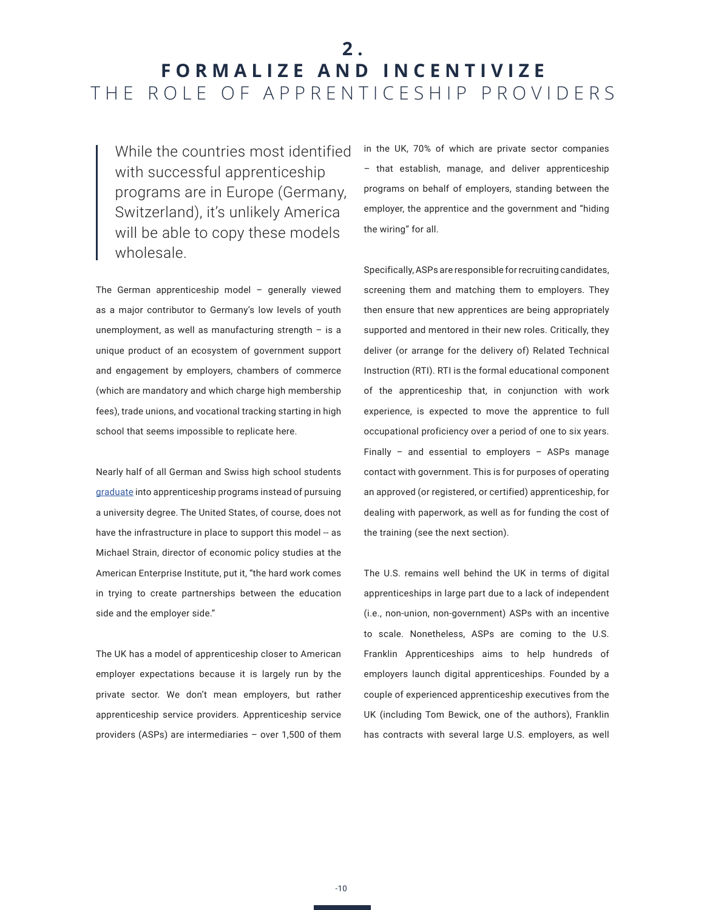# 2. FORMALIZE AND INCENTIVIZE

## THE ROLE OF APPRENTICESHIP PROVIDERS

> While the countries most identified with successful apprenticeship programs are in Europe (Germany, Switzerland), it's unlikely America will be able to copy these models wholesale.

The German apprenticeship model – generally viewed as a major contributor to Germany's low levels of youth unemployment, as well as manufacturing strength – is a unique product of an ecosystem of government support and engagement by employers, chambers of commerce (which are mandatory and which charge high membership fees), trade unions, and vocational tracking starting in high school that seems impossible to replicate here.

Nearly half of all German and Swiss high school students graduate into apprenticeship programs instead of pursuing a university degree. The United States, of course, does not have the infrastructure in place to support this model -- as Michael Strain, director of economic policy studies at the American Enterprise Institute, put it, "the hard work comes in trying to create partnerships between the education side and the employer side."

The UK has a model of apprenticeship closer to American employer expectations because it is largely run by the private sector. We don't mean employers, but rather apprenticeship service providers. Apprenticeship service providers (ASPs) are intermediaries – over 1,500 of them in the UK, 70% of which are private sector companies – that establish, manage, and deliver apprenticeship programs on behalf of employers, standing between the employer, the apprentice and the government and "hiding the wiring" for all.

Specifically, ASPs are responsible for recruiting candidates, screening them and matching them to employers. They then ensure that new apprentices are being appropriately supported and mentored in their new roles. Critically, they deliver (or arrange for the delivery of) Related Technical Instruction (RTI). RTI is the formal educational component of the apprenticeship that, in conjunction with work experience, is expected to move the apprentice to full occupational proficiency over a period of one to six years. Finally – and essential to employers – ASPs manage contact with government. This is for purposes of operating an approved (or registered, or certified) apprenticeship, for dealing with paperwork, as well as for funding the cost of the training (see the next section).

The U.S. remains well behind the UK in terms of digital apprenticeships in large part due to a lack of independent (i.e., non-union, non-government) ASPs with an incentive to scale. Nonetheless, ASPs are coming to the U.S. Franklin Apprenticeships aims to help hundreds of employers launch digital apprenticeships. Founded by a couple of experienced apprenticeship executives from the UK (including Tom Bewick, one of the authors), Franklin has contracts with several large U.S. employers, as well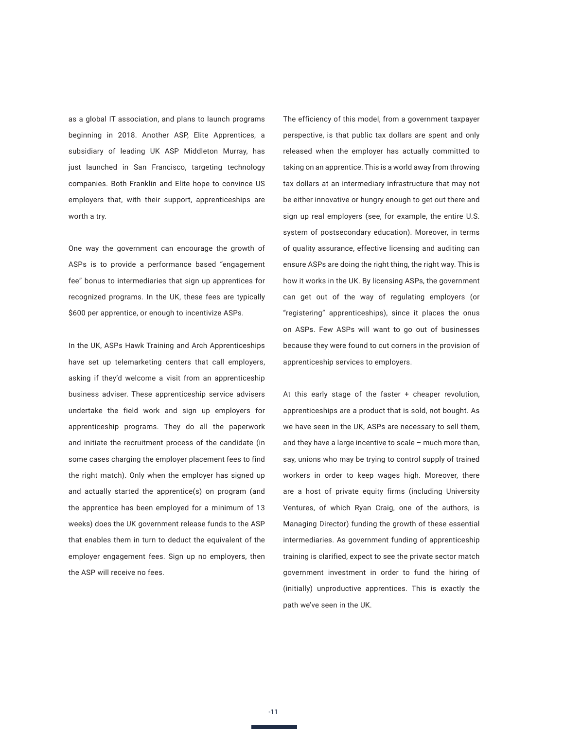as a global IT association, and plans to launch programs beginning in 2018. Another ASP, Elite Apprentices, a subsidiary of leading UK ASP Middleton Murray, has just launched in San Francisco, targeting technology companies. Both Franklin and Elite hope to convince US employers that, with their support, apprenticeships are worth a try.

One way the government can encourage the growth of ASPs is to provide a performance based "engagement fee" bonus to intermediaries that sign up apprentices for recognized programs. In the UK, these fees are typically $600 per apprentice, or enough to incentivize ASPs.

In the UK, ASPs Hawk Training and Arch Apprenticeships have set up telemarketing centers that call employers, asking if they'd welcome a visit from an apprenticeship business adviser. These apprenticeship service advisers undertake the field work and sign up employers for apprenticeship programs. They do all the paperwork and initiate the recruitment process of the candidate (in some cases charging the employer placement fees to find the right match). Only when the employer has signed up and actually started the apprentice(s) on program (and the apprentice has been employed for a minimum of 13 weeks) does the UK government release funds to the ASP that enables them in turn to deduct the equivalent of the employer engagement fees. Sign up no employers, then the ASP will receive no fees.

The efficiency of this model, from a government taxpayer perspective, is that public tax dollars are spent and only released when the employer has actually committed to taking on an apprentice. This is a world away from throwing tax dollars at an intermediary infrastructure that may not be either innovative or hungry enough to get out there and sign up real employers (see, for example, the entire U.S. system of postsecondary education). Moreover, in terms of quality assurance, effective licensing and auditing can ensure ASPs are doing the right thing, the right way. This is how it works in the UK. By licensing ASPs, the government can get out of the way of regulating employers (or "registering" apprenticeships), since it places the onus on ASPs. Few ASPs will want to go out of businesses because they were found to cut corners in the provision of apprenticeship services to employers.

At this early stage of the faster + cheaper revolution, apprenticeships are a product that is sold, not bought. As we have seen in the UK, ASPs are necessary to sell them, and they have a large incentive to scale – much more than, say, unions who may be trying to control supply of trained workers in order to keep wages high. Moreover, there are a host of private equity firms (including University Ventures, of which Ryan Craig, one of the authors, is Managing Director) funding the growth of these essential intermediaries. As government funding of apprenticeship training is clarified, expect to see the private sector match government investment in order to fund the hiring of (initially) unproductive apprentices. This is exactly the path we've seen in the UK.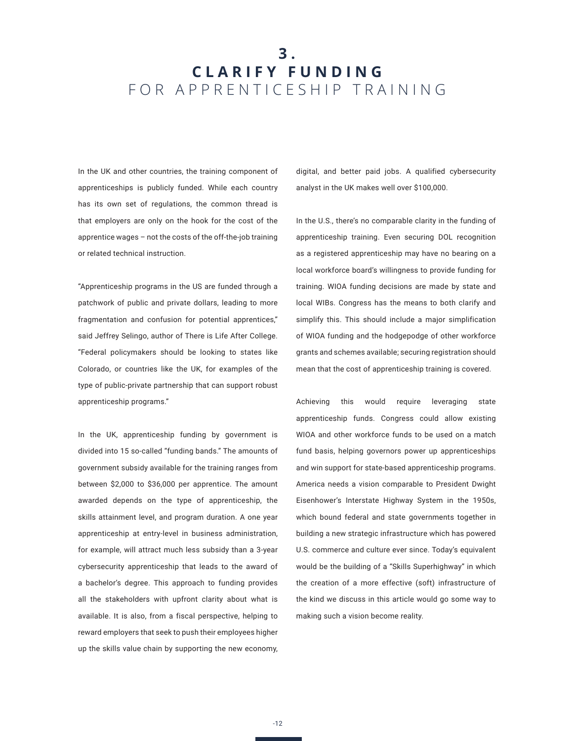# 3. CLARIFY FUNDING FOR APPRENTICESHIP TRAINING

In the UK and other countries, the training component of apprenticeships is publicly funded. While each country has its own set of regulations, the common thread is that employers are only on the hook for the cost of the apprentice wages – not the costs of the off-the-job training or related technical instruction.

"Apprenticeship programs in the US are funded through a patchwork of public and private dollars, leading to more fragmentation and confusion for potential apprentices," said Jeffrey Selingo, author of There is Life After College. "Federal policymakers should be looking to states like Colorado, or countries like the UK, for examples of the type of public-private partnership that can support robust apprenticeship programs."

In the UK, apprenticeship funding by government is divided into 15 so-called "funding bands." The amounts of government subsidy available for the training ranges from between $2,000 to $36,000 per apprentice. The amount awarded depends on the type of apprenticeship, the skills attainment level, and program duration. A one year apprenticeship at entry-level in business administration, for example, will attract much less subsidy than a 3-year cybersecurity apprenticeship that leads to the award of a bachelor's degree. This approach to funding provides all the stakeholders with upfront clarity about what is available. It is also, from a fiscal perspective, helping to reward employers that seek to push their employees higher up the skills value chain by supporting the new economy, digital, and better paid jobs. A qualified cybersecurity analyst in the UK makes well over $100,000.

In the U.S., there's no comparable clarity in the funding of apprenticeship training. Even securing DOL recognition as a registered apprenticeship may have no bearing on a local workforce board's willingness to provide funding for training. WIOA funding decisions are made by state and local WIBs. Congress has the means to both clarify and simplify this. This should include a major simplification of WIOA funding and the hodgepodge of other workforce grants and schemes available; securing registration should mean that the cost of apprenticeship training is covered.

Achieving this would require leveraging state apprenticeship funds. Congress could allow existing WIOA and other workforce funds to be used on a match fund basis, helping governors power up apprenticeships and win support for state-based apprenticeship programs. America needs a vision comparable to President Dwight Eisenhower's Interstate Highway System in the 1950s, which bound federal and state governments together in building a new strategic infrastructure which has powered U.S. commerce and culture ever since. Today's equivalent would be the building of a "Skills Superhighway" in which the creation of a more effective (soft) infrastructure of the kind we discuss in this article would go some way to making such a vision become reality.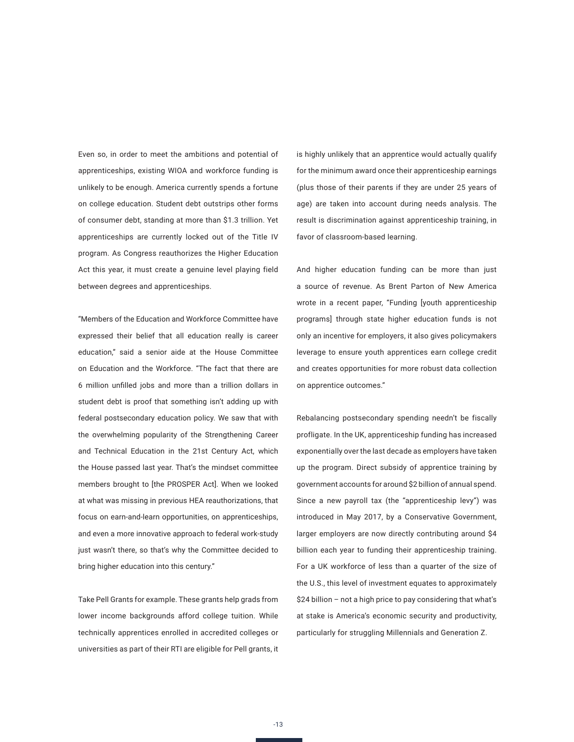Even so, in order to meet the ambitions and potential of apprenticeships, existing WIOA and workforce funding is unlikely to be enough. America currently spends a fortune on college education. Student debt outstrips other forms of consumer debt, standing at more than $1.3 trillion. Yet apprenticeships are currently locked out of the Title IV program. As Congress reauthorizes the Higher Education Act this year, it must create a genuine level playing field between degrees and apprenticeships.

"Members of the Education and Workforce Committee have expressed their belief that all education really is career education," said a senior aide at the House Committee on Education and the Workforce. "The fact that there are 6 million unfilled jobs and more than a trillion dollars in student debt is proof that something isn't adding up with federal postsecondary education policy. We saw that with the overwhelming popularity of the Strengthening Career and Technical Education in the 21st Century Act, which the House passed last year. That's the mindset committee members brought to [the PROSPER Act]. When we looked at what was missing in previous HEA reauthorizations, that focus on earn-and-learn opportunities, on apprenticeships, and even a more innovative approach to federal work-study just wasn't there, so that's why the Committee decided to bring higher education into this century."

Take Pell Grants for example. These grants help grads from lower income backgrounds afford college tuition. While technically apprentices enrolled in accredited colleges or universities as part of their RTI are eligible for Pell grants, it is highly unlikely that an apprentice would actually qualify for the minimum award once their apprenticeship earnings (plus those of their parents if they are under 25 years of age) are taken into account during needs analysis. The result is discrimination against apprenticeship training, in favor of classroom-based learning.

And higher education funding can be more than just a source of revenue. As Brent Parton of New America wrote in a recent paper, "Funding [youth apprenticeship programs] through state higher education funds is not only an incentive for employers, it also gives policymakers leverage to ensure youth apprentices earn college credit and creates opportunities for more robust data collection on apprentice outcomes."

Rebalancing postsecondary spending needn't be fiscally profligate. In the UK, apprenticeship funding has increased exponentially over the last decade as employers have taken up the program. Direct subsidy of apprentice training by government accounts for around $2 billion of annual spend. Since a new payroll tax (the "apprenticeship levy") was introduced in May 2017, by a Conservative Government, larger employers are now directly contributing around $4 billion each year to funding their apprenticeship training. For a UK workforce of less than a quarter of the size of the U.S., this level of investment equates to approximately $24 billion – not a high price to pay considering that what's at stake is America's economic security and productivity, particularly for struggling Millennials and Generation Z.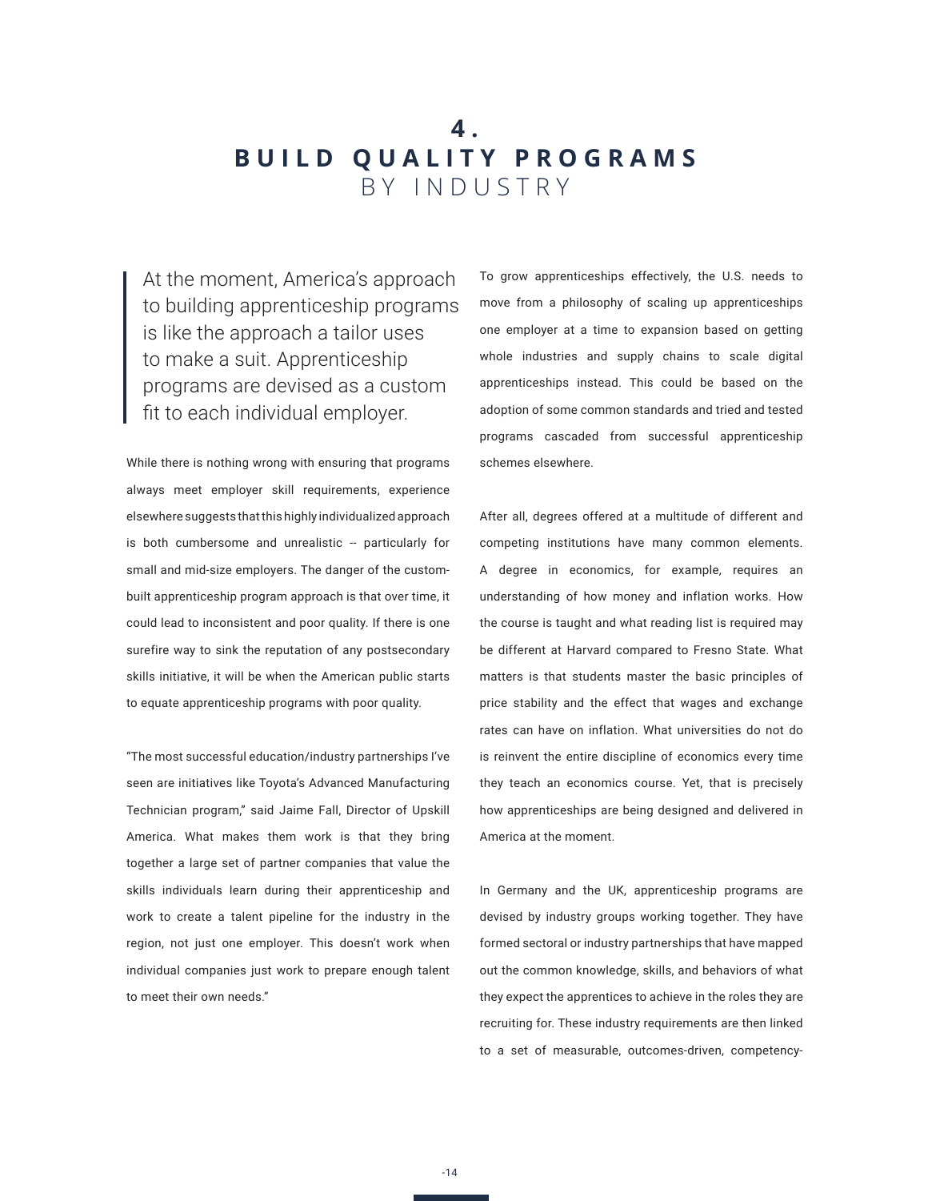# 4. BUILD QUALITY PROGRAMS BY INDUSTRY

> At the moment, America's approach to building apprenticeship programs is like the approach a tailor uses to make a suit. Apprenticeship programs are devised as a custom fit to each individual employer.

While there is nothing wrong with ensuring that programs always meet employer skill requirements, experience elsewhere suggests that this highly individualized approach is both cumbersome and unrealistic -- particularly for small and mid-size employers. The danger of the custom-built apprenticeship program approach is that over time, it could lead to inconsistent and poor quality. If there is one surefire way to sink the reputation of any postsecondary skills initiative, it will be when the American public starts to equate apprenticeship programs with poor quality.

"The most successful education/industry partnerships I've seen are initiatives like Toyota's Advanced Manufacturing Technician program," said Jaime Fall, Director of Upskill America. What makes them work is that they bring together a large set of partner companies that value the skills individuals learn during their apprenticeship and work to create a talent pipeline for the industry in the region, not just one employer. This doesn't work when individual companies just work to prepare enough talent to meet their own needs."

To grow apprenticeships effectively, the U.S. needs to move from a philosophy of scaling up apprenticeships one employer at a time to expansion based on getting whole industries and supply chains to scale digital apprenticeships instead. This could be based on the adoption of some common standards and tried and tested programs cascaded from successful apprenticeship schemes elsewhere.

After all, degrees offered at a multitude of different and competing institutions have many common elements. A degree in economics, for example, requires an understanding of how money and inflation works. How the course is taught and what reading list is required may be different at Harvard compared to Fresno State. What matters is that students master the basic principles of price stability and the effect that wages and exchange rates can have on inflation. What universities do not do is reinvent the entire discipline of economics every time they teach an economics course. Yet, that is precisely how apprenticeships are being designed and delivered in America at the moment.

In Germany and the UK, apprenticeship programs are devised by industry groups working together. They have formed sectoral or industry partnerships that have mapped out the common knowledge, skills, and behaviors of what they expect the apprentices to achieve in the roles they are recruiting for. These industry requirements are then linked to a set of measurable, outcomes-driven, competency-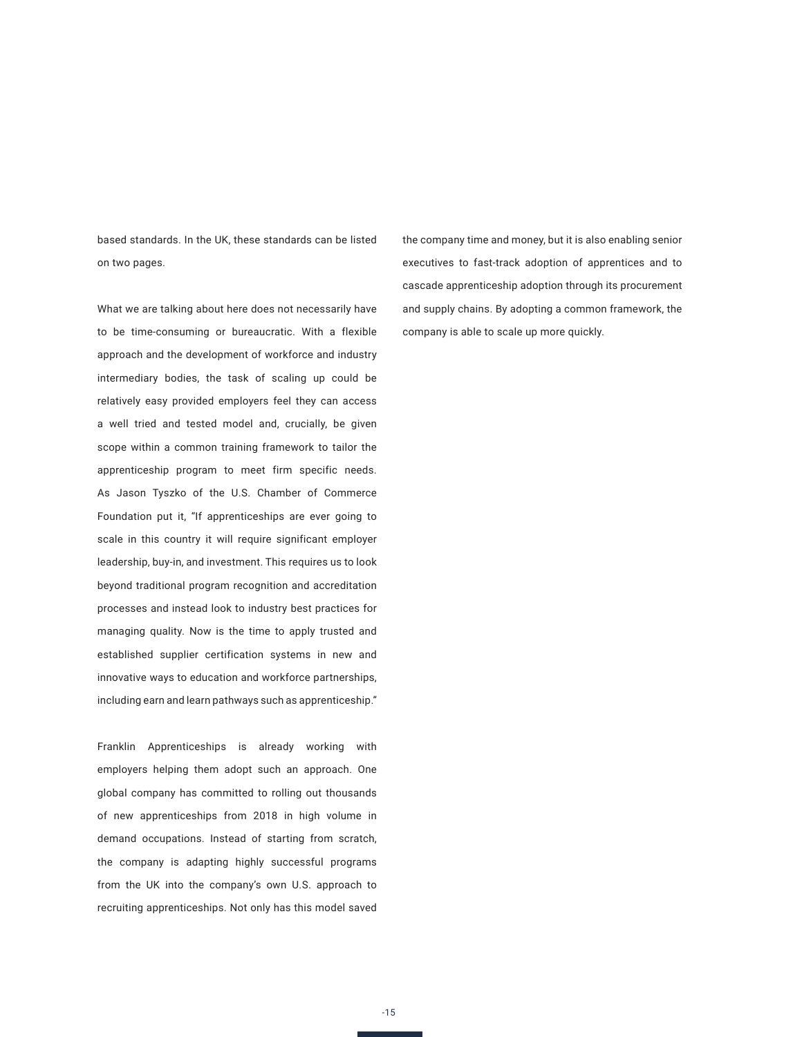based standards. In the UK, these standards can be listed on two pages.

What we are talking about here does not necessarily have to be time-consuming or bureaucratic. With a flexible approach and the development of workforce and industry intermediary bodies, the task of scaling up could be relatively easy provided employers feel they can access a well tried and tested model and, crucially, be given scope within a common training framework to tailor the apprenticeship program to meet firm specific needs. As Jason Tyszko of the U.S. Chamber of Commerce Foundation put it, “If apprenticeships are ever going to scale in this country it will require significant employer leadership, buy-in, and investment. This requires us to look beyond traditional program recognition and accreditation processes and instead look to industry best practices for managing quality. Now is the time to apply trusted and established supplier certification systems in new and innovative ways to education and workforce partnerships, including earn and learn pathways such as apprenticeship.”

Franklin Apprenticeships is already working with employers helping them adopt such an approach. One global company has committed to rolling out thousands of new apprenticeships from 2018 in high volume in demand occupations. Instead of starting from scratch, the company is adapting highly successful programs from the UK into the company’s own U.S. approach to recruiting apprenticeships. Not only has this model saved the company time and money, but it is also enabling senior executives to fast-track adoption of apprentices and to cascade apprenticeship adoption through its procurement and supply chains. By adopting a common framework, the company is able to scale up more quickly.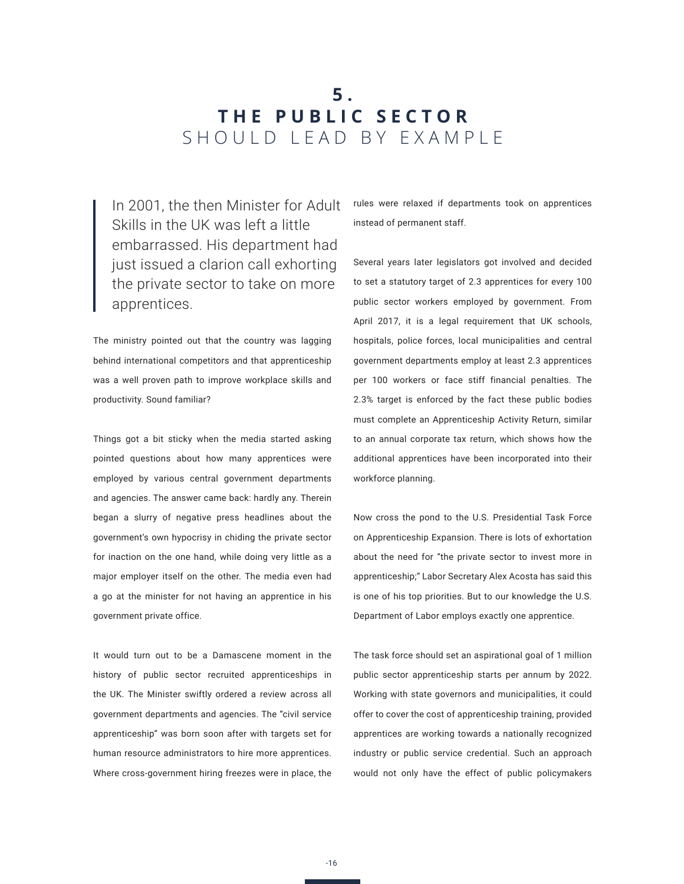# 5. THE PUBLIC SECTOR SHOULD LEAD BY EXAMPLE

> In 2001, the then Minister for Adult Skills in the UK was left a little embarrassed. His department had just issued a clarion call exhorting the private sector to take on more apprentices.

The ministry pointed out that the country was lagging behind international competitors and that apprenticeship was a well proven path to improve workplace skills and productivity. Sound familiar?

Things got a bit sticky when the media started asking pointed questions about how many apprentices were employed by various central government departments and agencies. The answer came back: hardly any. Therein began a slurry of negative press headlines about the government's own hypocrisy in chiding the private sector for inaction on the one hand, while doing very little as a major employer itself on the other. The media even had a go at the minister for not having an apprentice in his government private office.

It would turn out to be a Damascene moment in the history of public sector recruited apprenticeships in the UK. The Minister swiftly ordered a review across all government departments and agencies. The "civil service apprenticeship" was born soon after with targets set for human resource administrators to hire more apprentices. Where cross-government hiring freezes were in place, the rules were relaxed if departments took on apprentices instead of permanent staff.

Several years later legislators got involved and decided to set a statutory target of 2.3 apprentices for every 100 public sector workers employed by government. From April 2017, it is a legal requirement that UK schools, hospitals, police forces, local municipalities and central government departments employ at least 2.3 apprentices per 100 workers or face stiff financial penalties. The 2.3% target is enforced by the fact these public bodies must complete an Apprenticeship Activity Return, similar to an annual corporate tax return, which shows how the additional apprentices have been incorporated into their workforce planning.

Now cross the pond to the U.S. Presidential Task Force on Apprenticeship Expansion. There is lots of exhortation about the need for "the private sector to invest more in apprenticeship;" Labor Secretary Alex Acosta has said this is one of his top priorities. But to our knowledge the U.S. Department of Labor employs exactly one apprentice.

The task force should set an aspirational goal of 1 million public sector apprenticeship starts per annum by 2022. Working with state governors and municipalities, it could offer to cover the cost of apprenticeship training, provided apprentices are working towards a nationally recognized industry or public service credential. Such an approach would not only have the effect of public policymakers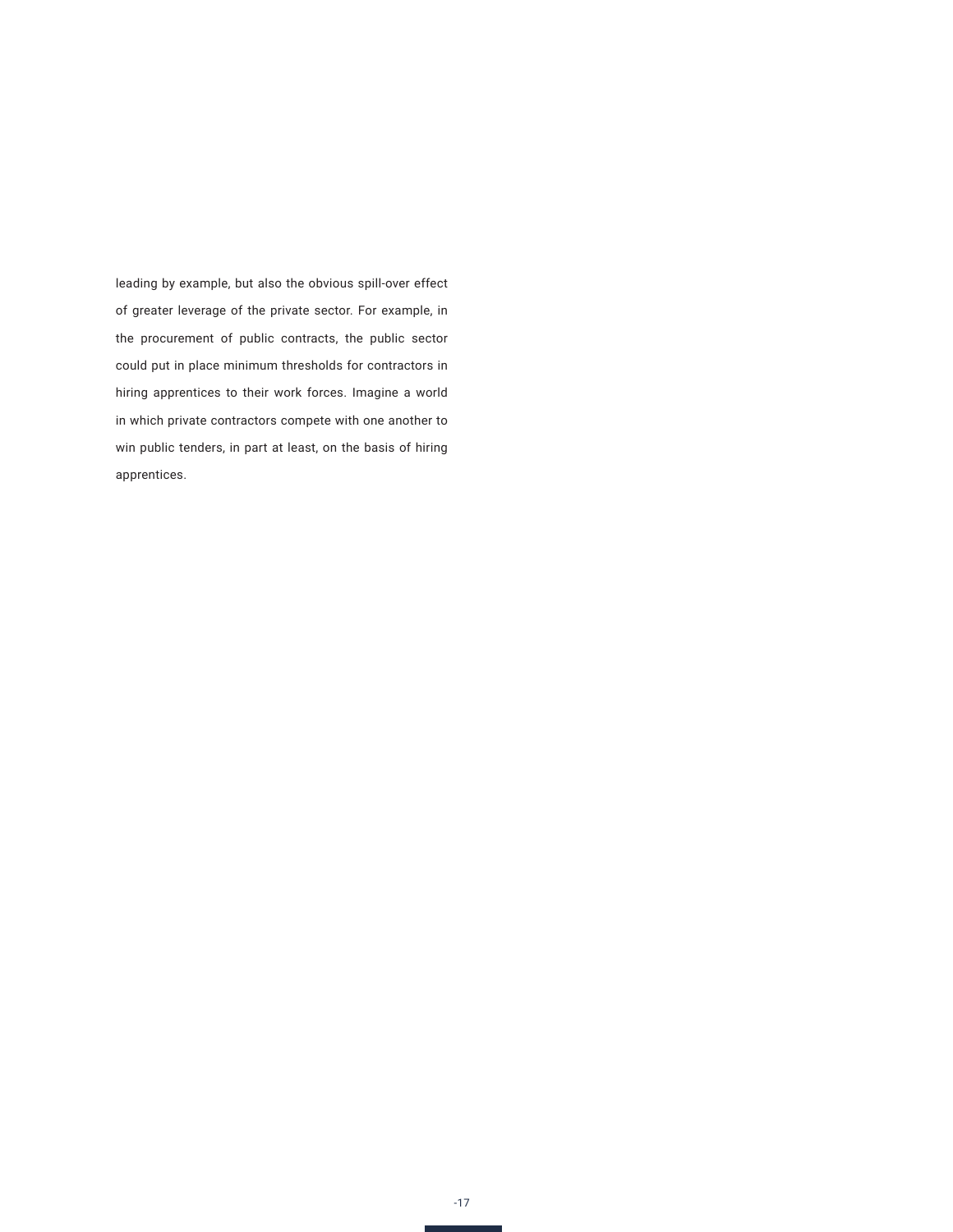leading by example, but also the obvious spill-over effect of greater leverage of the private sector. For example, in the procurement of public contracts, the public sector could put in place minimum thresholds for contractors in hiring apprentices to their work forces. Imagine a world in which private contractors compete with one another to win public tenders, in part at least, on the basis of hiring apprentices.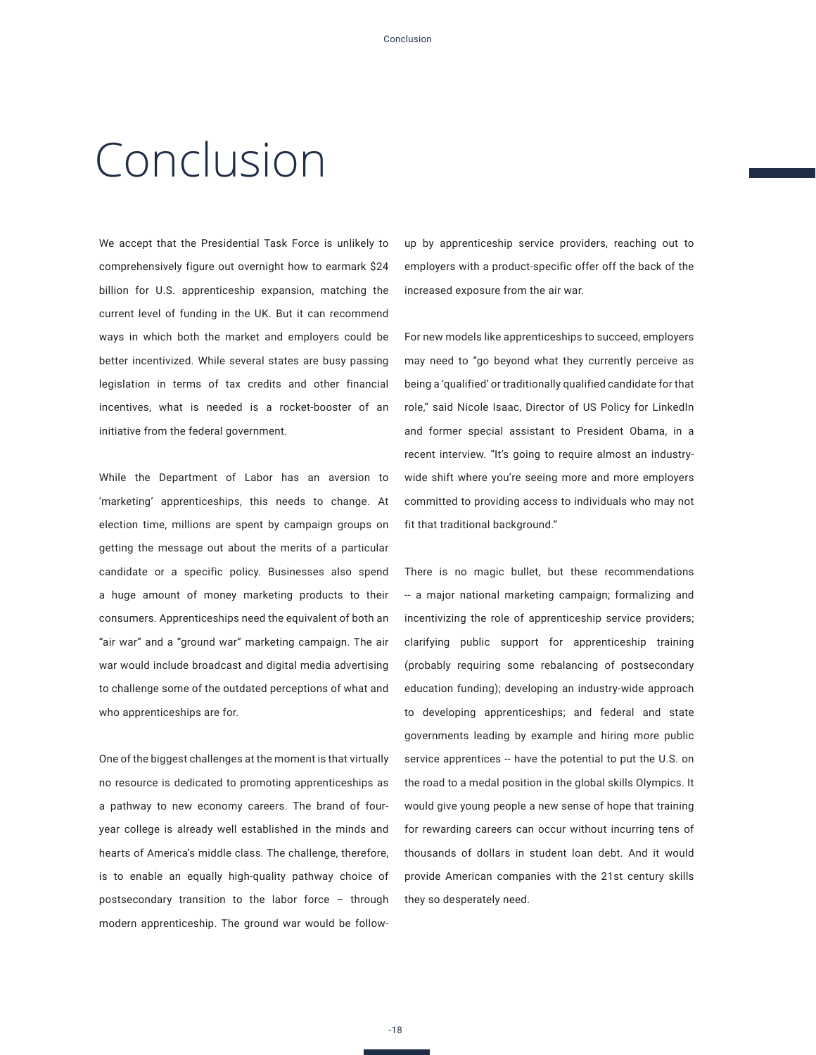# Conclusion

We accept that the Presidential Task Force is unlikely to comprehensively figure out overnight how to earmark $24 billion for U.S. apprenticeship expansion, matching the current level of funding in the UK. But it can recommend ways in which both the market and employers could be better incentivized. While several states are busy passing legislation in terms of tax credits and other financial incentives, what is needed is a rocket-booster of an initiative from the federal government.

While the Department of Labor has an aversion to 'marketing' apprenticeships, this needs to change. At election time, millions are spent by campaign groups on getting the message out about the merits of a particular candidate or a specific policy. Businesses also spend a huge amount of money marketing products to their consumers. Apprenticeships need the equivalent of both an "air war" and a "ground war" marketing campaign. The air war would include broadcast and digital media advertising to challenge some of the outdated perceptions of what and who apprenticeships are for.

One of the biggest challenges at the moment is that virtually no resource is dedicated to promoting apprenticeships as a pathway to new economy careers. The brand of four-year college is already well established in the minds and hearts of America's middle class. The challenge, therefore, is to enable an equally high-quality pathway choice of postsecondary transition to the labor force – through modern apprenticeship. The ground war would be follow-up by apprenticeship service providers, reaching out to employers with a product-specific offer off the back of the increased exposure from the air war.

For new models like apprenticeships to succeed, employers may need to "go beyond what they currently perceive as being a 'qualified' or traditionally qualified candidate for that role," said Nicole Isaac, Director of US Policy for LinkedIn and former special assistant to President Obama, in a recent interview. "It's going to require almost an industry-wide shift where you're seeing more and more employers committed to providing access to individuals who may not fit that traditional background."

There is no magic bullet, but these recommendations -- a major national marketing campaign; formalizing and incentivizing the role of apprenticeship service providers; clarifying public support for apprenticeship training (probably requiring some rebalancing of postsecondary education funding); developing an industry-wide approach to developing apprenticeships; and federal and state governments leading by example and hiring more public service apprentices -- have the potential to put the U.S. on the road to a medal position in the global skills Olympics. It would give young people a new sense of hope that training for rewarding careers can occur without incurring tens of thousands of dollars in student loan debt. And it would provide American companies with the 21st century skills they so desperately need.